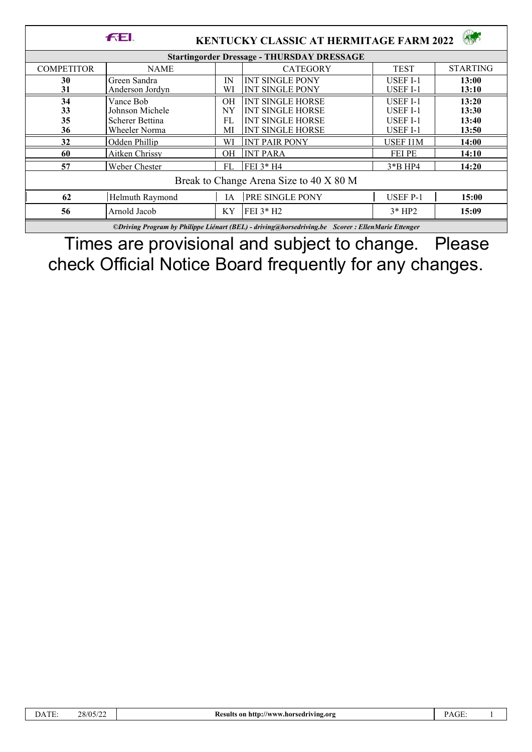# KENTUCKY CLASSIC AT HERMITAGE FARM 2022

## Startingorder Dressage - THURSDAY DRESSAGE

| COMPETITOR | NAME | | CATEGORY | TEST | STARTING |
|---|---|---|---|---|---|
| 30 | Green Sandra | IN | INT SINGLE PONY | USEF I-1 | 13:00 |
| 31 | Anderson Jordyn | WI | INT SINGLE PONY | USEF I-1 | 13:10 |
| 34 | Vance Bob | OH | INT SINGLE HORSE | USEF I-1 | 13:20 |
| 33 | Johnson Michele | NY | INT SINGLE HORSE | USEF I-1 | 13:30 |
| 35 | Scherer Bettina | FL | INT SINGLE HORSE | USEF I-1 | 13:40 |
| 36 | Wheeler Norma | MI | INT SINGLE HORSE | USEF I-1 | 13:50 |
| 32 | Odden Phillip | WI | INT PAIR PONY | USEF I1M | 14:00 |
| 60 | Aitken Chrissy | OH | INT PARA | FEI PE | 14:10 |
| 57 | Weber Chester | FL | FEI 3* H4 | 3*B HP4 | 14:20 |
| Break to Change Arena Size to 40 X 80 M | | | | | |
| 62 | Helmuth Raymond | IA | PRE SINGLE PONY | USEF P-1 | 15:00 |
| 56 | Arnold Jacob | KY | FEI 3* H2 | 3* HP2 | 15:09 |

*©Driving Program by Philippe Liénart (BEL) - driving@horsedriving.be Scorer : EllenMarie Ettenger*

Times are provisional and subject to change. Please check Official Notice Board frequently for any changes.

DATE: 28/05/22 | Results on http://www.horsedriving.org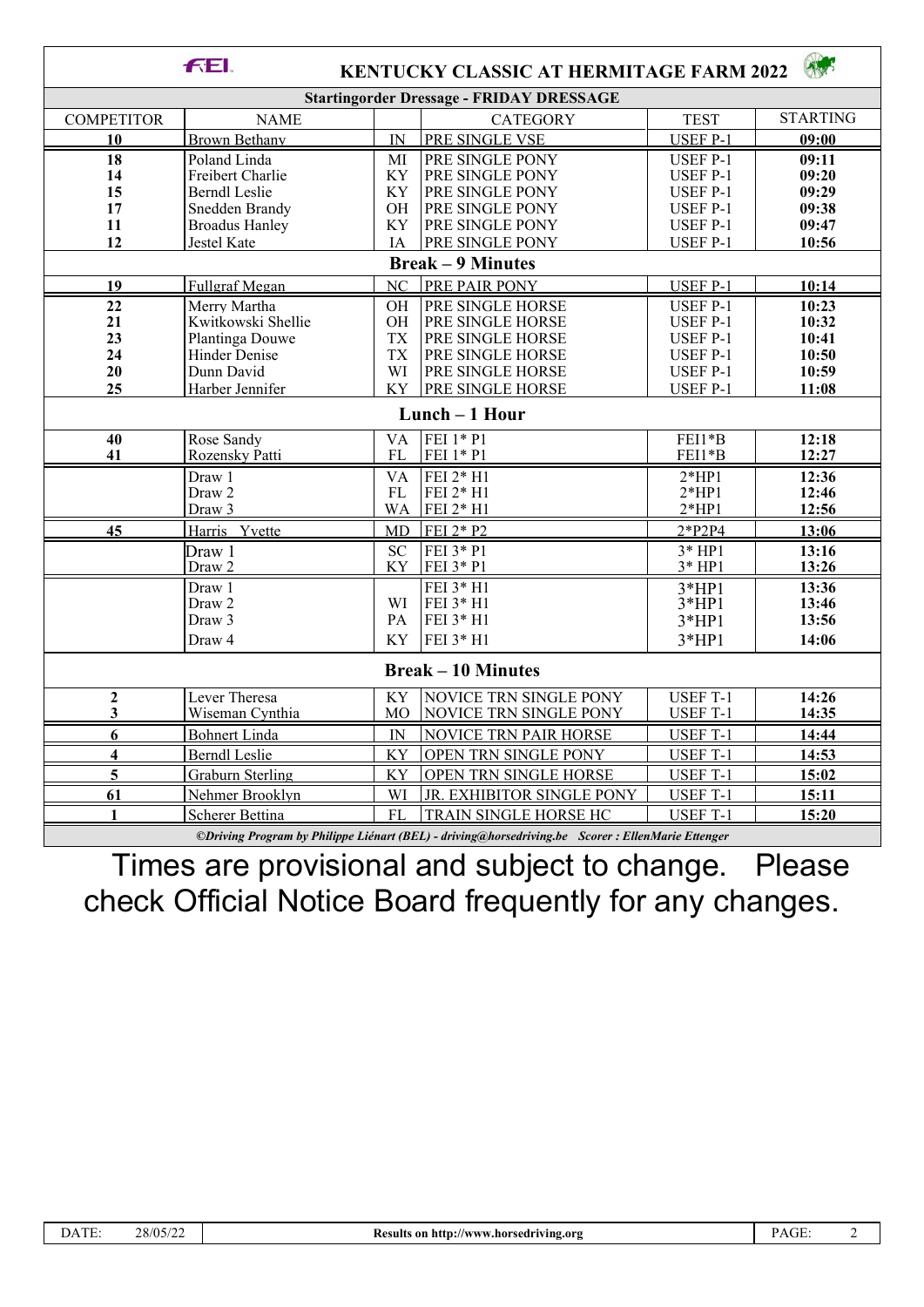## KENTUCKY CLASSIC AT HERMITAGE FARM 2022

### Startingorder Dressage - FRIDAY DRESSAGE

| COMPETITOR | NAME | | CATEGORY | TEST | STARTING |
|---|---|---|---|---|---|
| **10** | Brown Bethany | IN | PRE SINGLE VSE | USEF P-1 | **09:00** |
| **18** | Poland Linda | MI | PRE SINGLE PONY | USEF P-1 | **09:11** |
| **14** | Freibert Charlie | KY | PRE SINGLE PONY | USEF P-1 | **09:20** |
| **15** | Berndl Leslie | KY | PRE SINGLE PONY | USEF P-1 | **09:29** |
| **17** | Snedden Brandy | OH | PRE SINGLE PONY | USEF P-1 | **09:38** |
| **11** | Broadus Hanley | KY | PRE SINGLE PONY | USEF P-1 | **09:47** |
| **12** | Jestel Kate | IA | PRE SINGLE PONY | USEF P-1 | **10:56** |
| | | | **Break – 9 Minutes** | | |
| **19** | Fullgraf Megan | NC | PRE PAIR PONY | USEF P-1 | **10:14** |
| **22** | Merry Martha | OH | PRE SINGLE HORSE | USEF P-1 | **10:23** |
| **21** | Kwitkowski Shellie | OH | PRE SINGLE HORSE | USEF P-1 | **10:32** |
| **23** | Plantinga Douwe | TX | PRE SINGLE HORSE | USEF P-1 | **10:41** |
| **24** | Hinder Denise | TX | PRE SINGLE HORSE | USEF P-1 | **10:50** |
| **20** | Dunn David | WI | PRE SINGLE HORSE | USEF P-1 | **10:59** |
| **25** | Harber Jennifer | KY | PRE SINGLE HORSE | USEF P-1 | **11:08** |
| | | | **Lunch – 1 Hour** | | |
| **40** | Rose Sandy | VA | FEI 1* P1 | FEI1*B | **12:18** |
| **41** | Rozensky Patti | FL | FEI 1* P1 | FEI1*B | **12:27** |
| | Draw 1 | VA | FEI 2* H1 | 2*HP1 | **12:36** |
| | Draw 2 | FL | FEI 2* H1 | 2*HP1 | **12:46** |
| | Draw 3 | WA | FEI 2* H1 | 2*HP1 | **12:56** |
| **45** | Harris Yvette | MD | FEI 2* P2 | 2*P2P4 | **13:06** |
| | Draw 1 | SC | FEI 3* P1 | 3* HP1 | **13:16** |
| | Draw 2 | KY | FEI 3* P1 | 3* HP1 | **13:26** |
| | Draw 1 | | FEI 3* H1 | 3*HP1 | **13:36** |
| | Draw 2 | WI | FEI 3* H1 | 3*HP1 | **13:46** |
| | Draw 3 | PA | FEI 3* H1 | 3*HP1 | **13:56** |
| | Draw 4 | KY | FEI 3* H1 | 3*HP1 | **14:06** |
| | | | **Break – 10 Minutes** | | |
| **2** | Lever Theresa | KY | NOVICE TRN SINGLE PONY | USEF T-1 | **14:26** |
| **3** | Wiseman Cynthia | MO | NOVICE TRN SINGLE PONY | USEF T-1 | **14:35** |
| **6** | Bohnert Linda | IN | NOVICE TRN PAIR HORSE | USEF T-1 | **14:44** |
| **4** | Berndl Leslie | KY | OPEN TRN SINGLE PONY | USEF T-1 | **14:53** |
| **5** | Graburn Sterling | KY | OPEN TRN SINGLE HORSE | USEF T-1 | **15:02** |
| **61** | Nehmer Brooklyn | WI | JR. EXHIBITOR SINGLE PONY | USEF T-1 | **15:11** |
| **1** | Scherer Bettina | FL | TRAIN SINGLE HORSE HC | USEF T-1 | **15:20** |

*©Driving Program by Philippe Liénart (BEL) - driving@horsedriving.be Scorer : EllenMarie Ettenger*

Times are provisional and subject to change. Please check Official Notice Board frequently for any changes.

DATE: 28/05/22 | **Results on http://www.horsedriving.org**